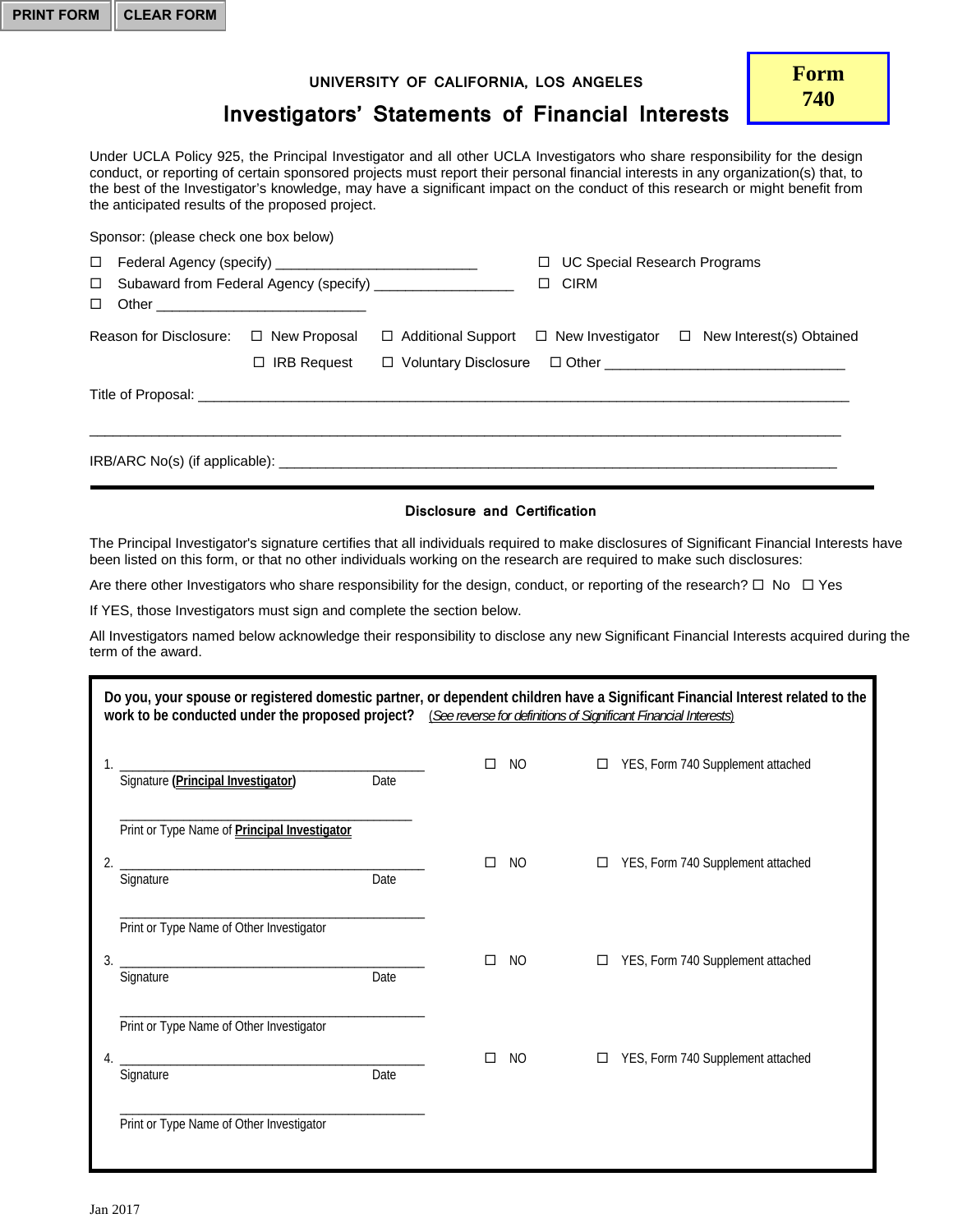PRINT FORM | CLEAR FORM

**Form 740**

UNIVERSITY OF CALIFORNIA, LOS ANGELES

# Investigators' Statements of Financial Interests

Under UCLA Policy 925, the Principal Investigator and all other UCLA Investigators who share responsibility for the design conduct, or reporting of certain sponsored projects must report their personal financial interests in any organization(s) that, to the best of the Investigator's knowledge, may have a significant impact on the conduct of this research or might benefit from the anticipated results of the proposed project.

Sponsor: (please check one box below)

☐ Federal Agency (specify) ___________________________ ☐ UC Special Research Programs

☐ Subaward from Federal Agency (specify) ___________________ ☐ CIRM

☐ Other ____________________________

Reason for Disclosure: ☐ New Proposal ☐ Additional Support ☐ New Investigator ☐ New Interest(s) Obtained

☐ IRB Request ☐ Voluntary Disclosure ☐ Other ________________________________

Title of Proposal: ___________________________________________________________________________________________

___________________________________________________________________________________________________

IRB/ARC No(s) (if applicable): ___________________________________________________________________________

## Disclosure and Certification

The Principal Investigator's signature certifies that all individuals required to make disclosures of Significant Financial Interests have been listed on this form, or that no other individuals working on the research are required to make such disclosures:

Are there other Investigators who share responsibility for the design, conduct, or reporting of the research? ☐ No ☐ Yes

If YES, those Investigators must sign and complete the section below.

All Investigators named below acknowledge their responsibility to disclose any new Significant Financial Interests acquired during the term of the award.

**Do you, your spouse or registered domestic partner, or dependent children have a Significant Financial Interest related to the work to be conducted under the proposed project?** (*See reverse for definitions of Significant Financial Interests*)

1. ______________________________________________ ☐ NO ☐ YES, Form 740 Supplement attached
   Signature (**Principal Investigator**) Date

   ______________________________________________
   Print or Type Name of **Principal Investigator**

2. ______________________________________________ ☐ NO ☐ YES, Form 740 Supplement attached
   Signature Date

   ______________________________________________
   Print or Type Name of Other Investigator

3. ______________________________________________ ☐ NO ☐ YES, Form 740 Supplement attached
   Signature Date

   ______________________________________________
   Print or Type Name of Other Investigator

4. ______________________________________________ ☐ NO ☐ YES, Form 740 Supplement attached
   Signature Date

   ______________________________________________
   Print or Type Name of Other Investigator

Jan 2017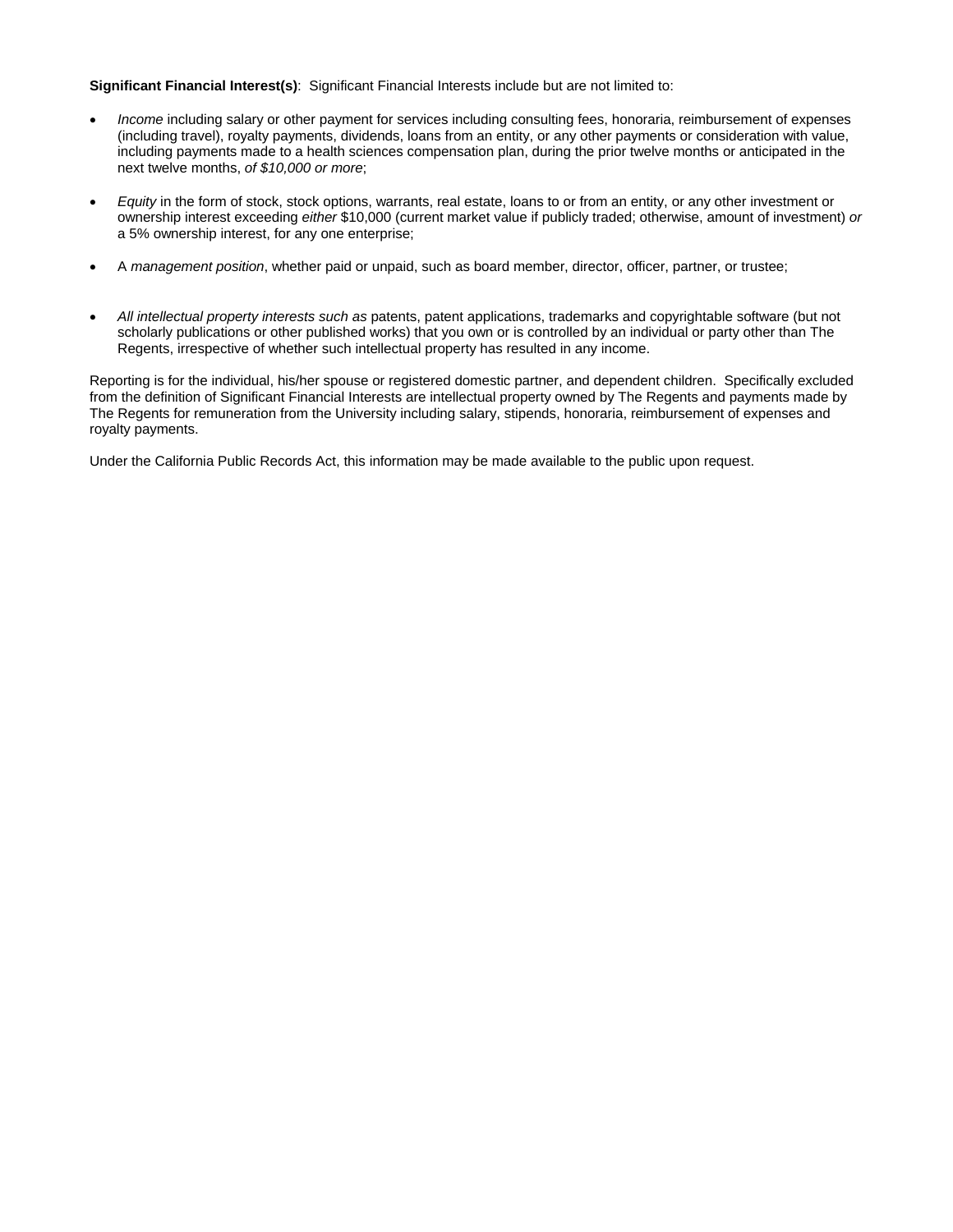**Significant Financial Interest(s)**: Significant Financial Interests include but are not limited to:

- *Income* including salary or other payment for services including consulting fees, honoraria, reimbursement of expenses (including travel), royalty payments, dividends, loans from an entity, or any other payments or consideration with value, including payments made to a health sciences compensation plan, during the prior twelve months or anticipated in the next twelve months, *of $10,000 or more*;

- *Equity* in the form of stock, stock options, warrants, real estate, loans to or from an entity, or any other investment or ownership interest exceeding *either* $10,000 (current market value if publicly traded; otherwise, amount of investment) *or* a 5% ownership interest, for any one enterprise;

- A *management position*, whether paid or unpaid, such as board member, director, officer, partner, or trustee;

- *All intellectual property interests such as* patents, patent applications, trademarks and copyrightable software (but not scholarly publications or other published works) that you own or is controlled by an individual or party other than The Regents, irrespective of whether such intellectual property has resulted in any income.

Reporting is for the individual, his/her spouse or registered domestic partner, and dependent children. Specifically excluded from the definition of Significant Financial Interests are intellectual property owned by The Regents and payments made by The Regents for remuneration from the University including salary, stipends, honoraria, reimbursement of expenses and royalty payments.

Under the California Public Records Act, this information may be made available to the public upon request.